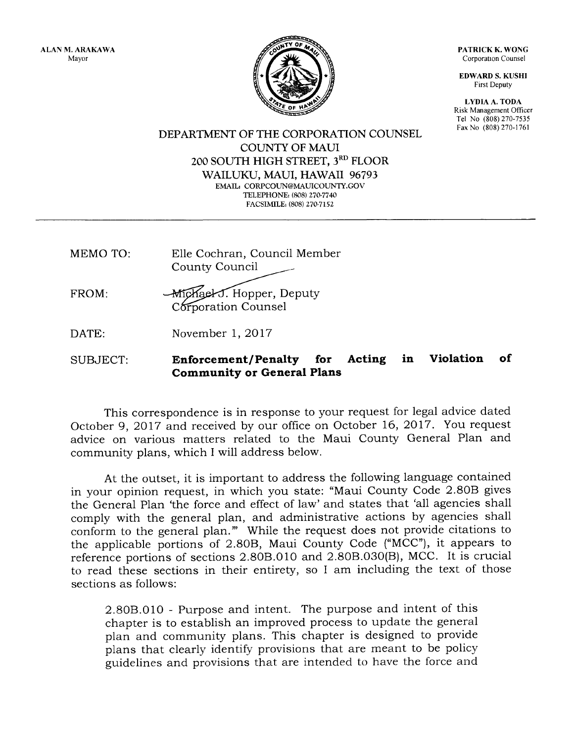ALAN M. ARAKAWA
Mayor

PATRICK K. WONG
Corporation Counsel

EDWARD S. KUSHI
First Deputy

LYDIA A. TODA
Risk Management Officer
Tel No (808) 270-7535
Fax No (808) 270-1761

DEPARTMENT OF THE CORPORATION COUNSEL
COUNTY OF MAUI
200 SOUTH HIGH STREET, 3RD FLOOR
WAILUKU, MAUI, HAWAII 96793
EMAIL: CORPCOUN@MAUICOUNTY.GOV
TELEPHONE: (808) 270-7740
FACSIMILE: (808) 270-7152

---

MEMO TO: Elle Cochran, Council Member
County Council

FROM: Michael J. Hopper, Deputy
Corporation Counsel

DATE: November 1, 2017

SUBJECT: **Enforcement/Penalty for Acting in Violation of Community or General Plans**

This correspondence is in response to your request for legal advice dated October 9, 2017 and received by our office on October 16, 2017. You request advice on various matters related to the Maui County General Plan and community plans, which I will address below.

At the outset, it is important to address the following language contained in your opinion request, in which you state: "Maui County Code 2.80B gives the General Plan 'the force and effect of law' and states that 'all agencies shall comply with the general plan, and administrative actions by agencies shall conform to the general plan.'" While the request does not provide citations to the applicable portions of 2.80B, Maui County Code ("MCC"), it appears to reference portions of sections 2.80B.010 and 2.80B.030(B), MCC. It is crucial to read these sections in their entirety, so I am including the text of those sections as follows:

> 2.80B.010 - Purpose and intent. The purpose and intent of this chapter is to establish an improved process to update the general plan and community plans. This chapter is designed to provide plans that clearly identify provisions that are meant to be policy guidelines and provisions that are intended to have the force and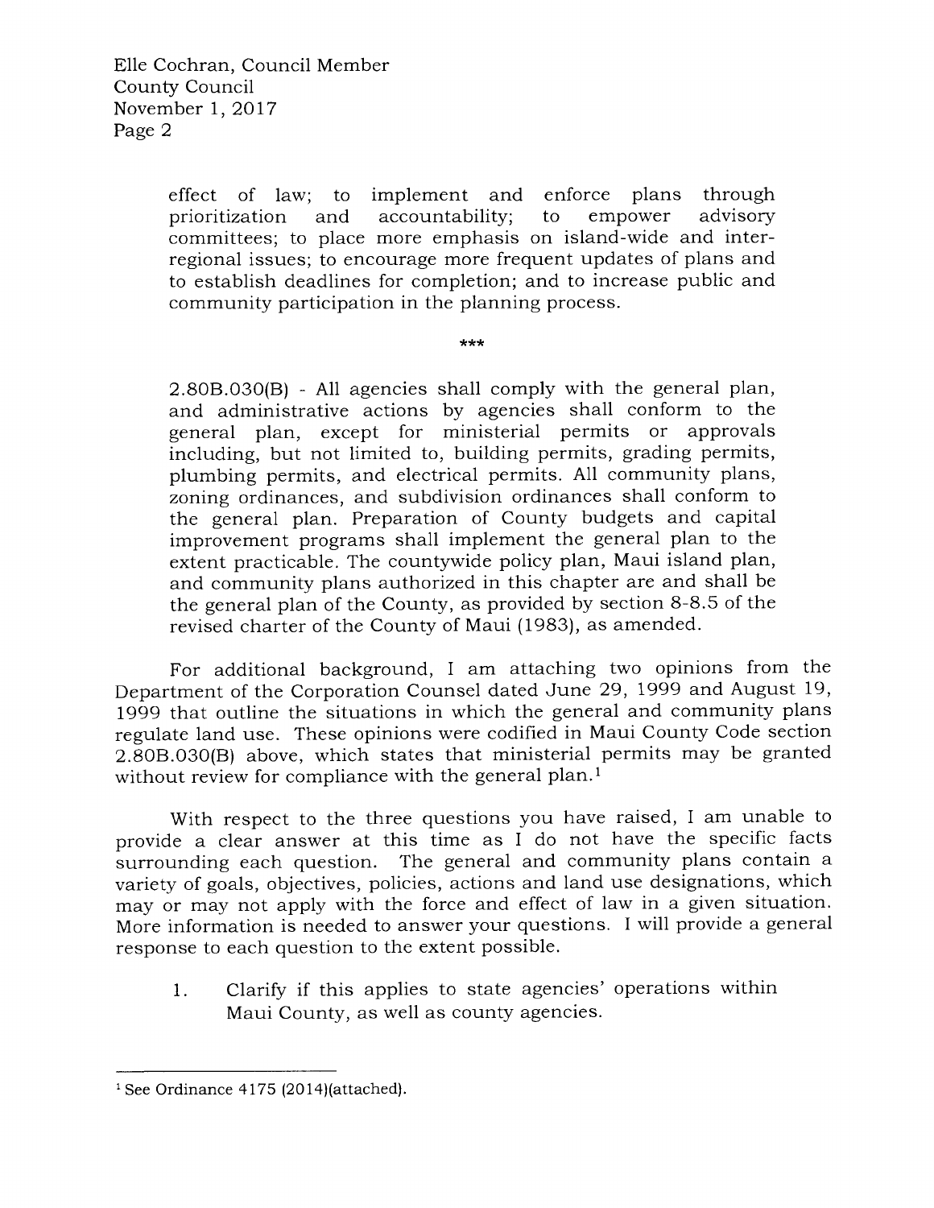> effect of law; to implement and enforce plans through prioritization and accountability; to empower advisory committees; to place more emphasis on island-wide and inter-regional issues; to encourage more frequent updates of plans and to establish deadlines for completion; and to increase public and community participation in the planning process.
>
> ***
>
> 2.80B.030(B) - All agencies shall comply with the general plan, and administrative actions by agencies shall conform to the general plan, except for ministerial permits or approvals including, but not limited to, building permits, grading permits, plumbing permits, and electrical permits. All community plans, zoning ordinances, and subdivision ordinances shall conform to the general plan. Preparation of County budgets and capital improvement programs shall implement the general plan to the extent practicable. The countywide policy plan, Maui island plan, and community plans authorized in this chapter are and shall be the general plan of the County, as provided by section 8-8.5 of the revised charter of the County of Maui (1983), as amended.

For additional background, I am attaching two opinions from the Department of the Corporation Counsel dated June 29, 1999 and August 19, 1999 that outline the situations in which the general and community plans regulate land use. These opinions were codified in Maui County Code section 2.80B.030(B) above, which states that ministerial permits may be granted without review for compliance with the general plan.[1]

With respect to the three questions you have raised, I am unable to provide a clear answer at this time as I do not have the specific facts surrounding each question. The general and community plans contain a variety of goals, objectives, policies, actions and land use designations, which may or may not apply with the force and effect of law in a given situation. More information is needed to answer your questions. I will provide a general response to each question to the extent possible.

1. Clarify if this applies to state agencies' operations within Maui County, as well as county agencies.

---

[1] See Ordinance 4175 (2014)(attached).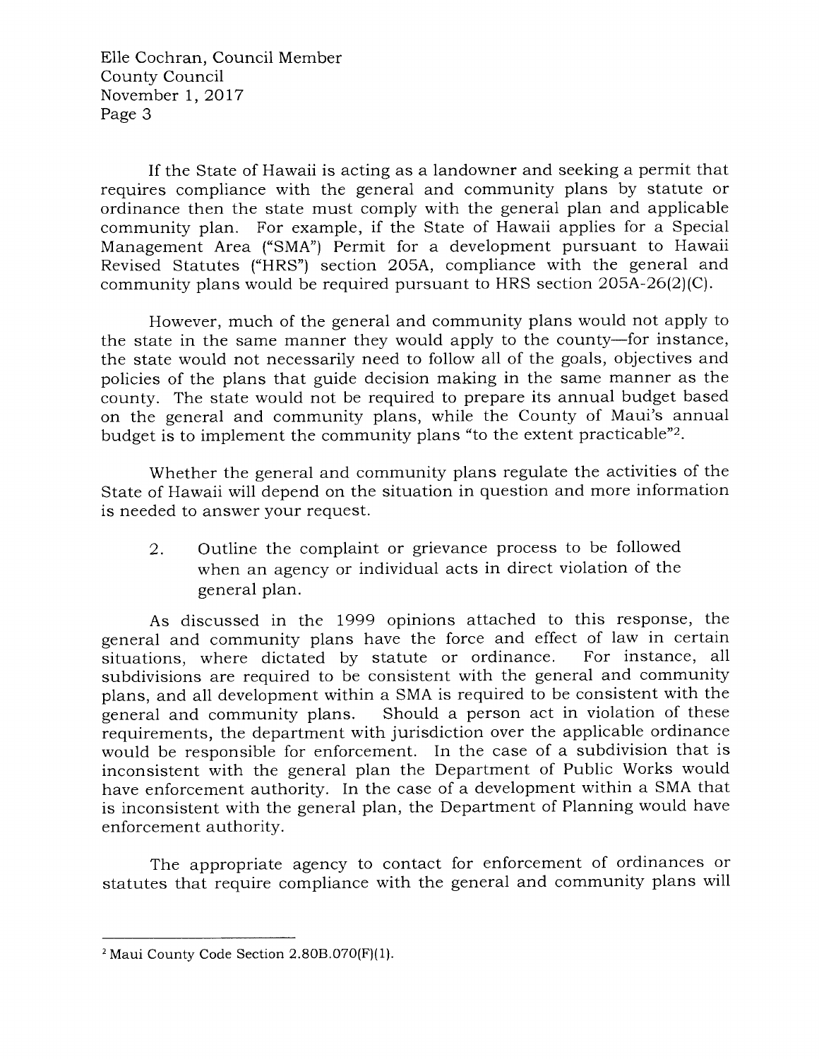If the State of Hawaii is acting as a landowner and seeking a permit that requires compliance with the general and community plans by statute or ordinance then the state must comply with the general plan and applicable community plan. For example, if the State of Hawaii applies for a Special Management Area ("SMA") Permit for a development pursuant to Hawaii Revised Statutes ("HRS") section 205A, compliance with the general and community plans would be required pursuant to HRS section 205A-26(2)(C).

However, much of the general and community plans would not apply to the state in the same manner they would apply to the county—for instance, the state would not necessarily need to follow all of the goals, objectives and policies of the plans that guide decision making in the same manner as the county. The state would not be required to prepare its annual budget based on the general and community plans, while the County of Maui's annual budget is to implement the community plans "to the extent practicable"[2].

Whether the general and community plans regulate the activities of the State of Hawaii will depend on the situation in question and more information is needed to answer your request.

2. Outline the complaint or grievance process to be followed when an agency or individual acts in direct violation of the general plan.

As discussed in the 1999 opinions attached to this response, the general and community plans have the force and effect of law in certain situations, where dictated by statute or ordinance. For instance, all subdivisions are required to be consistent with the general and community plans, and all development within a SMA is required to be consistent with the general and community plans. Should a person act in violation of these requirements, the department with jurisdiction over the applicable ordinance would be responsible for enforcement. In the case of a subdivision that is inconsistent with the general plan the Department of Public Works would have enforcement authority. In the case of a development within a SMA that is inconsistent with the general plan, the Department of Planning would have enforcement authority.

The appropriate agency to contact for enforcement of ordinances or statutes that require compliance with the general and community plans will

---

[2] Maui County Code Section 2.80B.070(F)(1).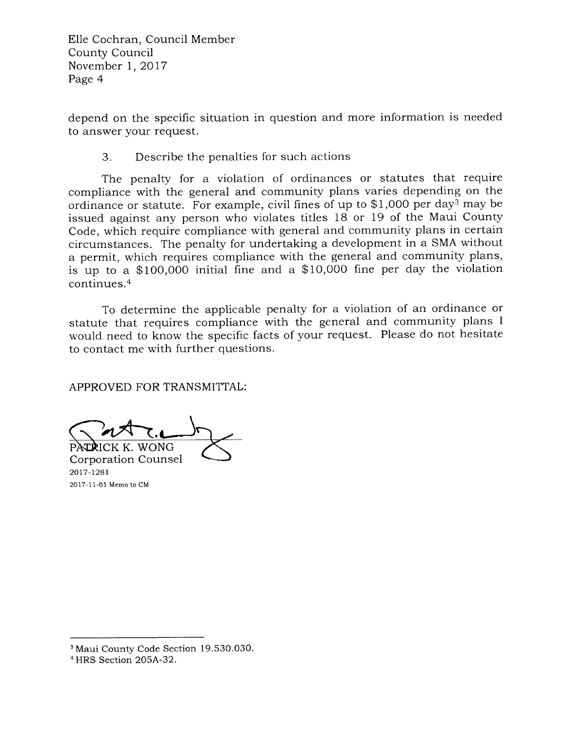depend on the specific situation in question and more information is needed to answer your request.

3. Describe the penalties for such actions

The penalty for a violation of ordinances or statutes that require compliance with the general and community plans varies depending on the ordinance or statute. For example, civil fines of up to $1,000 per day[3] may be issued against any person who violates titles 18 or 19 of the Maui County Code, which require compliance with general and community plans in certain circumstances. The penalty for undertaking a development in a SMA without a permit, which requires compliance with the general and community plans, is up to a $100,000 initial fine and a $10,000 fine per day the violation continues.[4]

To determine the applicable penalty for a violation of an ordinance or statute that requires compliance with the general and community plans I would need to know the specific facts of your request. Please do not hesitate to contact me with further questions.

APPROVED FOR TRANSMITTAL:

PATRICK K. WONG
Corporation Counsel

2017-1281
2017-11-01 Memo to CM

---

[3] Maui County Code Section 19.530.030.

[4] HRS Section 205A-32.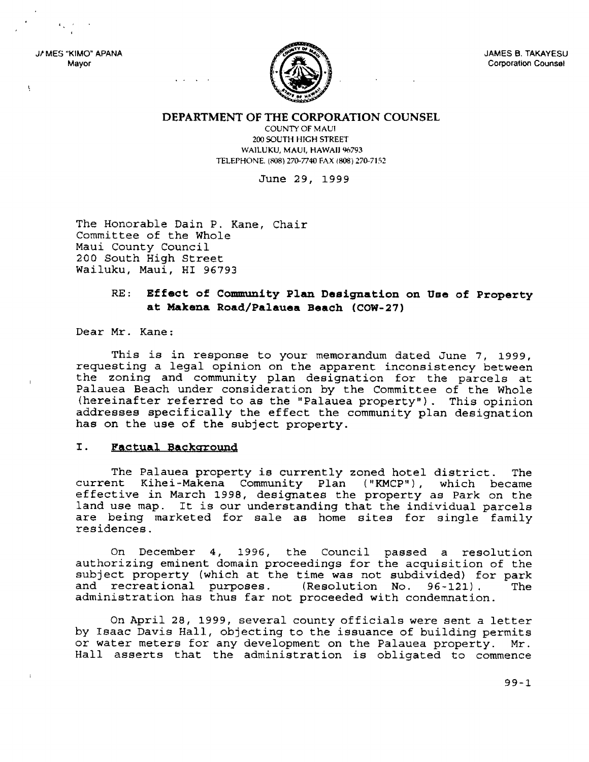JAMES "KIMO" APANA
Mayor

JAMES B. TAKAYESU
Corporation Counsel

**DEPARTMENT OF THE CORPORATION COUNSEL**
COUNTY OF MAUI
200 SOUTH HIGH STREET
WAILUKU, MAUI, HAWAII 96793
TELEPHONE (808) 270-7740 FAX (808) 270-7152

June 29, 1999

The Honorable Dain P. Kane, Chair
Committee of the Whole
Maui County Council
200 South High Street
Wailuku, Maui, HI 96793

RE: **Effect of Community Plan Designation on Use of Property at Makena Road/Palauea Beach (COW-27)**

Dear Mr. Kane:

This is in response to your memorandum dated June 7, 1999, requesting a legal opinion on the apparent inconsistency between the zoning and community plan designation for the parcels at Palauea Beach under consideration by the Committee of the Whole (hereinafter referred to as the "Palauea property"). This opinion addresses specifically the effect the community plan designation has on the use of the subject property.

## I. Factual Background

The Palauea property is currently zoned hotel district. The current Kihei-Makena Community Plan ("KMCP"), which became effective in March 1998, designates the property as Park on the land use map. It is our understanding that the individual parcels are being marketed for sale as home sites for single family residences.

On December 4, 1996, the Council passed a resolution authorizing eminent domain proceedings for the acquisition of the subject property (which at the time was not subdivided) for park and recreational purposes. (Resolution No. 96-121). The administration has thus far not proceeded with condemnation.

On April 28, 1999, several county officials were sent a letter by Isaac Davis Hall, objecting to the issuance of building permits or water meters for any development on the Palauea property. Mr. Hall asserts that the administration is obligated to commence

99-1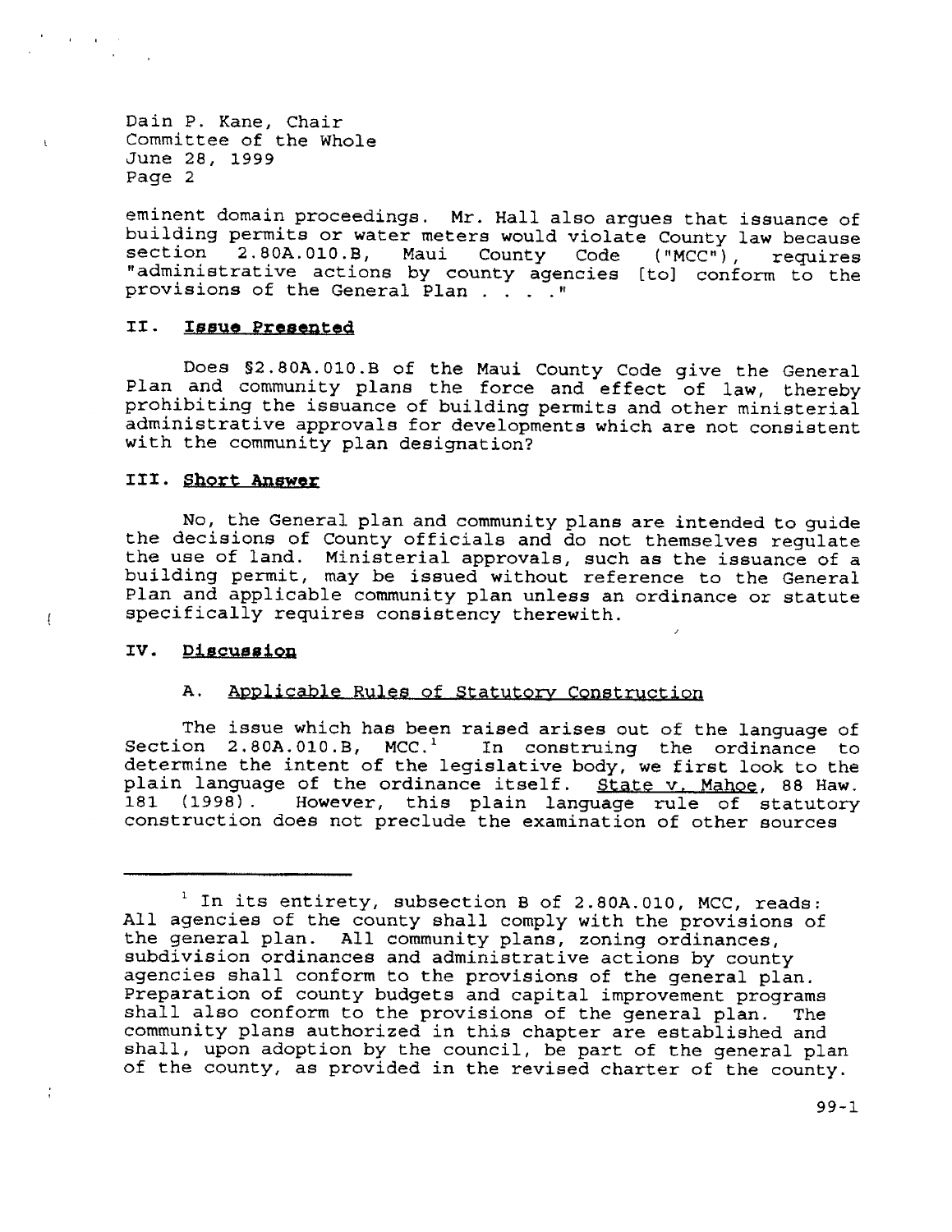eminent domain proceedings. Mr. Hall also argues that issuance of building permits or water meters would violate County law because section 2.80A.010.B, Maui County Code ("MCC"), requires "administrative actions by county agencies [to] conform to the provisions of the General Plan . . . ."

## II. Issue Presented

Does §2.80A.010.B of the Maui County Code give the General Plan and community plans the force and effect of law, thereby prohibiting the issuance of building permits and other ministerial administrative approvals for developments which are not consistent with the community plan designation?

## III. Short Answer

No, the General plan and community plans are intended to guide the decisions of County officials and do not themselves regulate the use of land. Ministerial approvals, such as the issuance of a building permit, may be issued without reference to the General Plan and applicable community plan unless an ordinance or statute specifically requires consistency therewith.

## IV. Discussion

### A. Applicable Rules of Statutory Construction

The issue which has been raised arises out of the language of Section 2.80A.010.B, MCC.[1] In construing the ordinance to determine the intent of the legislative body, we first look to the plain language of the ordinance itself. State v. Mahoe, 88 Haw. 181 (1998). However, this plain language rule of statutory construction does not preclude the examination of other sources

---

[1] In its entirety, subsection B of 2.80A.010, MCC, reads: All agencies of the county shall comply with the provisions of the general plan. All community plans, zoning ordinances, subdivision ordinances and administrative actions by county agencies shall conform to the provisions of the general plan. Preparation of county budgets and capital improvement programs shall also conform to the provisions of the general plan. The community plans authorized in this chapter are established and shall, upon adoption by the council, be part of the general plan of the county, as provided in the revised charter of the county.

99-1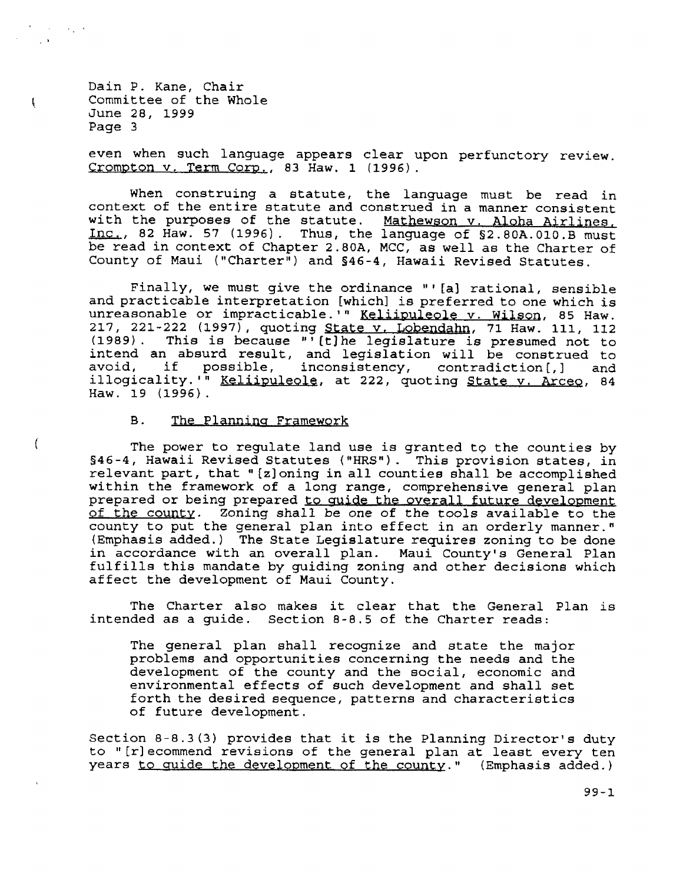even when such language appears clear upon perfunctory review. Crompton v. Term Corp., 83 Haw. 1 (1996).

When construing a statute, the language must be read in context of the entire statute and construed in a manner consistent with the purposes of the statute. Mathewson v. Aloha Airlines, Inc., 82 Haw. 57 (1996). Thus, the language of §2.80A.010.B must be read in context of Chapter 2.80A, MCC, as well as the Charter of County of Maui ("Charter") and §46-4, Hawaii Revised Statutes.

Finally, we must give the ordinance "'[a] rational, sensible and practicable interpretation [which] is preferred to one which is unreasonable or impracticable.'" Keliipuleole v. Wilson, 85 Haw. 217, 221-222 (1997), quoting State v. Lobendahn, 71 Haw. 111, 112 (1989). This is because "'[t]he legislature is presumed not to intend an absurd result, and legislation will be construed to avoid, if possible, inconsistency, contradiction[,] and illogicality.'" Keliipuleole, at 222, quoting State v. Arceo, 84 Haw. 19 (1996).

## B. The Planning Framework

The power to regulate land use is granted to the counties by §46-4, Hawaii Revised Statutes ("HRS"). This provision states, in relevant part, that "[z]oning in all counties shall be accomplished within the framework of a long range, comprehensive general plan prepared or being prepared to guide the overall future development of the county. Zoning shall be one of the tools available to the county to put the general plan into effect in an orderly manner." (Emphasis added.) The State Legislature requires zoning to be done in accordance with an overall plan. Maui County's General Plan fulfills this mandate by guiding zoning and other decisions which affect the development of Maui County.

The Charter also makes it clear that the General Plan is intended as a guide. Section 8-8.5 of the Charter reads:

> The general plan shall recognize and state the major problems and opportunities concerning the needs and the development of the county and the social, economic and environmental effects of such development and shall set forth the desired sequence, patterns and characteristics of future development.

Section 8-8.3(3) provides that it is the Planning Director's duty to "[r]ecommend revisions of the general plan at least every ten years to guide the development of the county." (Emphasis added.)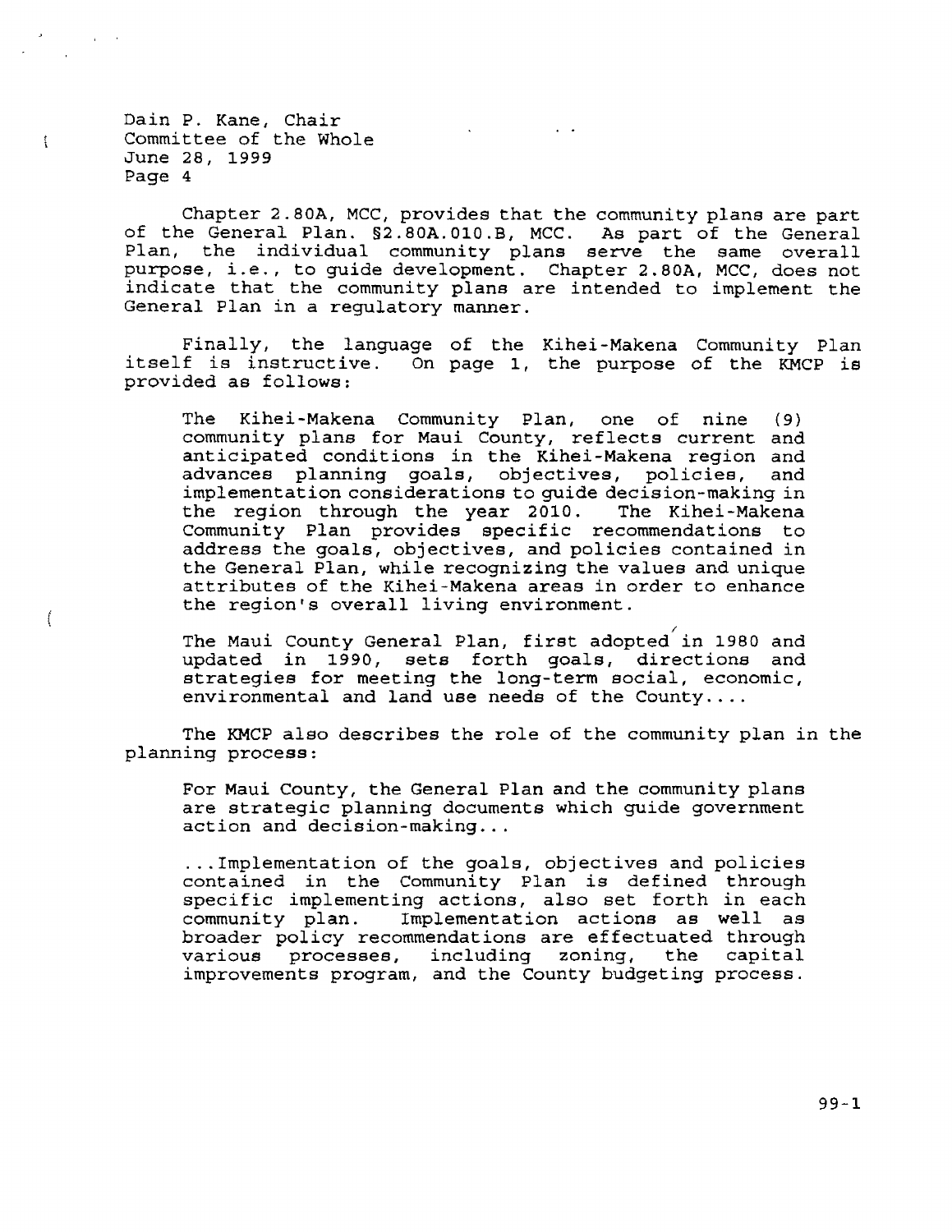Dain P. Kane, Chair
Committee of the Whole
June 28, 1999
Page 4

Chapter 2.80A, MCC, provides that the community plans are part of the General Plan. §2.80A.010.B, MCC. As part of the General Plan, the individual community plans serve the same overall purpose, i.e., to guide development. Chapter 2.80A, MCC, does not indicate that the community plans are intended to implement the General Plan in a regulatory manner.

Finally, the language of the Kihei-Makena Community Plan itself is instructive. On page 1, the purpose of the KMCP is provided as follows:

> The Kihei-Makena Community Plan, one of nine (9) community plans for Maui County, reflects current and anticipated conditions in the Kihei-Makena region and advances planning goals, objectives, policies, and implementation considerations to guide decision-making in the region through the year 2010. The Kihei-Makena Community Plan provides specific recommendations to address the goals, objectives, and policies contained in the General Plan, while recognizing the values and unique attributes of the Kihei-Makena areas in order to enhance the region's overall living environment.
>
> The Maui County General Plan, first adopted in 1980 and updated in 1990, sets forth goals, directions and strategies for meeting the long-term social, economic, environmental and land use needs of the County....

The KMCP also describes the role of the community plan in the planning process:

> For Maui County, the General Plan and the community plans are strategic planning documents which guide government action and decision-making...
>
> ...Implementation of the goals, objectives and policies contained in the Community Plan is defined through specific implementing actions, also set forth in each community plan. Implementation actions as well as broader policy recommendations are effectuated through various processes, including zoning, the capital improvements program, and the County budgeting process.

99-1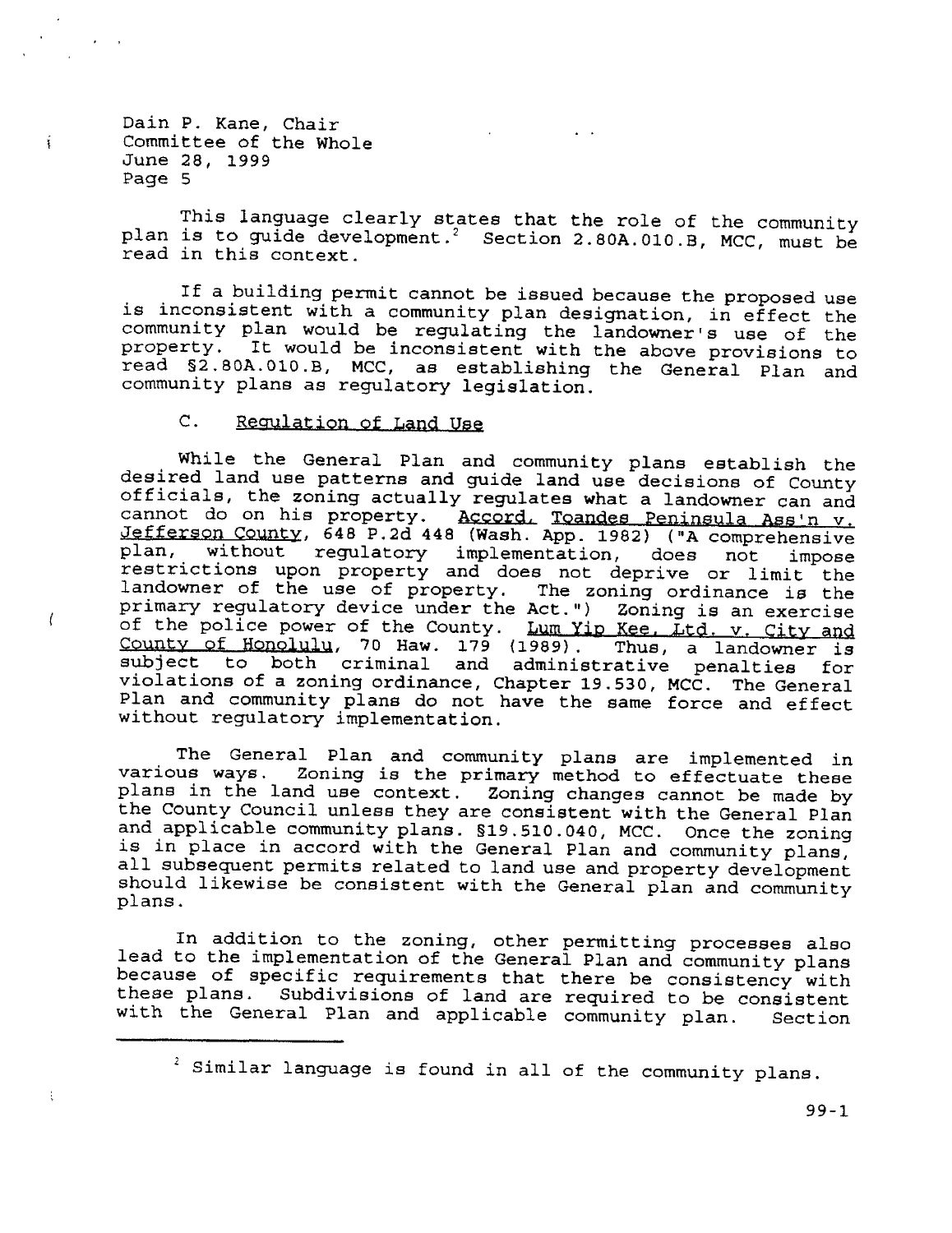This language clearly states that the role of the community plan is to guide development.[2] Section 2.80A.010.B, MCC, must be read in this context.

If a building permit cannot be issued because the proposed use is inconsistent with a community plan designation, in effect the community plan would be regulating the landowner's use of the property. It would be inconsistent with the above provisions to read §2.80A.010.B, MCC, as establishing the General Plan and community plans as regulatory legislation.

### C. Regulation of Land Use

While the General Plan and community plans establish the desired land use patterns and guide land use decisions of County officials, the zoning actually regulates what a landowner can and cannot do on his property. Accord, Toandes Peninsula Ass'n v. Jefferson County, 648 P.2d 448 (Wash. App. 1982) ("A comprehensive plan, without regulatory implementation, does not impose restrictions upon property and does not deprive or limit the landowner of the use of property. The zoning ordinance is the primary regulatory device under the Act.") Zoning is an exercise of the police power of the County. Lum Yip Kee, Ltd. v. City and County of Honolulu, 70 Haw. 179 (1989). Thus, a landowner is subject to both criminal and administrative penalties for violations of a zoning ordinance, Chapter 19.530, MCC. The General Plan and community plans do not have the same force and effect without regulatory implementation.

The General Plan and community plans are implemented in various ways. Zoning is the primary method to effectuate these plans in the land use context. Zoning changes cannot be made by the County Council unless they are consistent with the General Plan and applicable community plans. §19.510.040, MCC. Once the zoning is in place in accord with the General Plan and community plans, all subsequent permits related to land use and property development should likewise be consistent with the General plan and community plans.

In addition to the zoning, other permitting processes also lead to the implementation of the General Plan and community plans because of specific requirements that there be consistency with these plans. Subdivisions of land are required to be consistent with the General Plan and applicable community plan. Section

[2] Similar language is found in all of the community plans.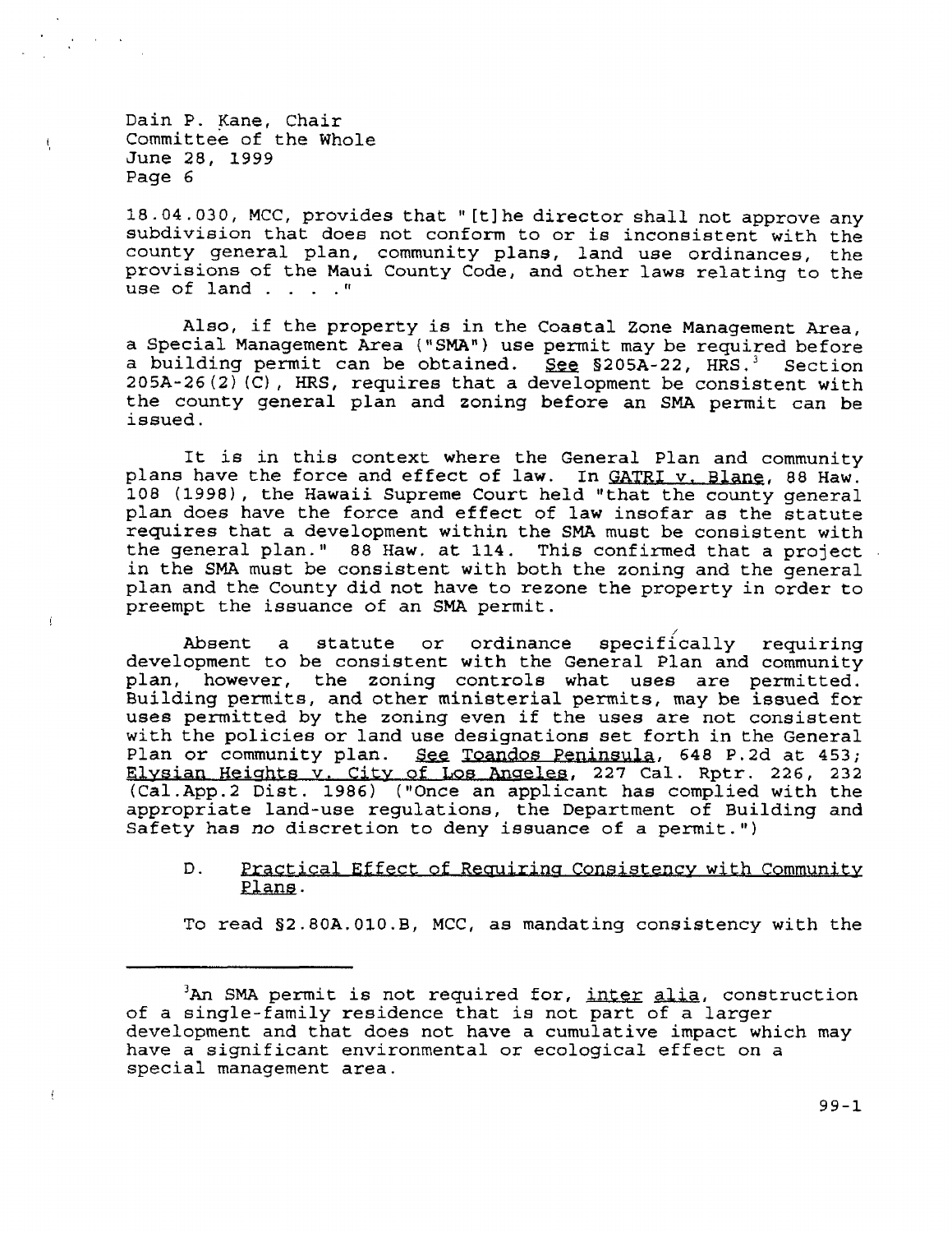18.04.030, MCC, provides that "[t]he director shall not approve any subdivision that does not conform to or is inconsistent with the county general plan, community plans, land use ordinances, the provisions of the Maui County Code, and other laws relating to the use of land . . . ."

Also, if the property is in the Coastal Zone Management Area, a Special Management Area ("SMA") use permit may be required before a building permit can be obtained. See §205A-22, HRS.[3] Section 205A-26(2)(C), HRS, requires that a development be consistent with the county general plan and zoning before an SMA permit can be issued.

It is in this context where the General Plan and community plans have the force and effect of law. In GATRI v. Blane, 88 Haw. 108 (1998), the Hawaii Supreme Court held "that the county general plan does have the force and effect of law insofar as the statute requires that a development within the SMA must be consistent with the general plan." 88 Haw. at 114. This confirmed that a project in the SMA must be consistent with both the zoning and the general plan and the County did not have to rezone the property in order to preempt the issuance of an SMA permit.

Absent a statute or ordinance specifically requiring development to be consistent with the General Plan and community plan, however, the zoning controls what uses are permitted. Building permits, and other ministerial permits, may be issued for uses permitted by the zoning even if the uses are not consistent with the policies or land use designations set forth in the General Plan or community plan. See Toandos Peninsula, 648 P.2d at 453; Elysian Heights v. City of Los Angeles, 227 Cal. Rptr. 226, 232 (Cal.App.2 Dist. 1986) ("Once an applicant has complied with the appropriate land-use regulations, the Department of Building and Safety has *no* discretion to deny issuance of a permit.")

D. Practical Effect of Requiring Consistency with Community Plans.

To read §2.80A.010.B, MCC, as mandating consistency with the

[3] An SMA permit is not required for, inter alia, construction of a single-family residence that is not part of a larger development and that does not have a cumulative impact which may have a significant environmental or ecological effect on a special management area.

99-1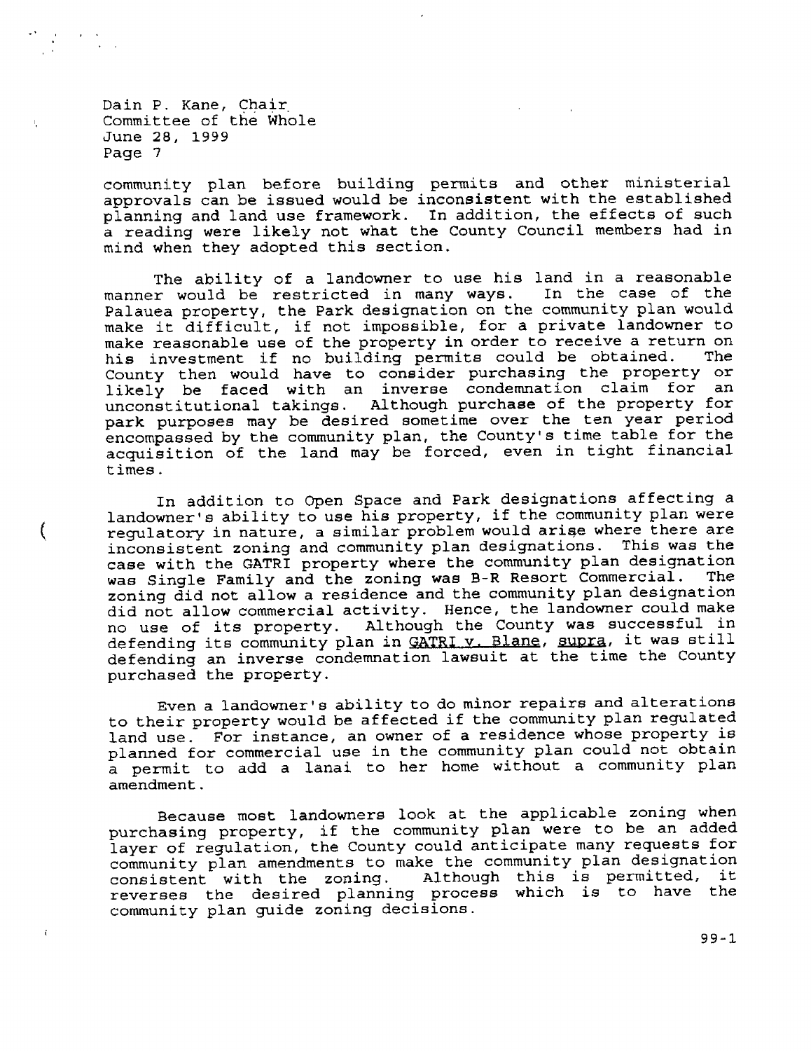community plan before building permits and other ministerial approvals can be issued would be inconsistent with the established planning and land use framework. In addition, the effects of such a reading were likely not what the County Council members had in mind when they adopted this section.

The ability of a landowner to use his land in a reasonable manner would be restricted in many ways. In the case of the Palauea property, the Park designation on the community plan would make it difficult, if not impossible, for a private landowner to make reasonable use of the property in order to receive a return on his investment if no building permits could be obtained. The County then would have to consider purchasing the property or likely be faced with an inverse condemnation claim for an unconstitutional takings. Although purchase of the property for park purposes may be desired sometime over the ten year period encompassed by the community plan, the County's time table for the acquisition of the land may be forced, even in tight financial times.

In addition to Open Space and Park designations affecting a landowner's ability to use his property, if the community plan were regulatory in nature, a similar problem would arise where there are inconsistent zoning and community plan designations. This was the case with the GATRI property where the community plan designation was Single Family and the zoning was B-R Resort Commercial. The zoning did not allow a residence and the community plan designation did not allow commercial activity. Hence, the landowner could make no use of its property. Although the County was successful in defending its community plan in GATRI v. Blane, supra, it was still defending an inverse condemnation lawsuit at the time the County purchased the property.

Even a landowner's ability to do minor repairs and alterations to their property would be affected if the community plan regulated land use. For instance, an owner of a residence whose property is planned for commercial use in the community plan could not obtain a permit to add a lanai to her home without a community plan amendment.

Because most landowners look at the applicable zoning when purchasing property, if the community plan were to be an added layer of regulation, the County could anticipate many requests for community plan amendments to make the community plan designation consistent with the zoning. Although this is permitted, it reverses the desired planning process which is to have the community plan guide zoning decisions.

99-1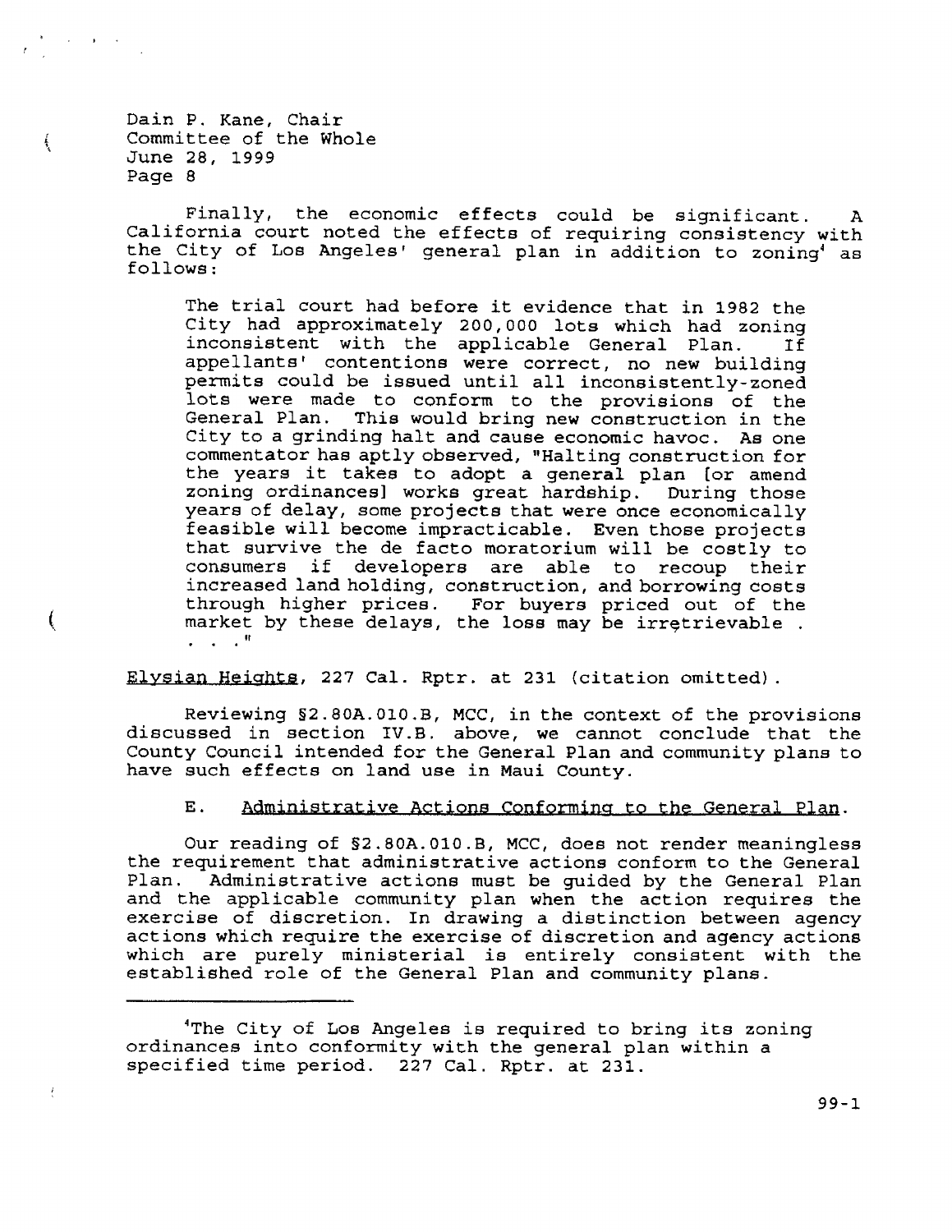Dain P. Kane, Chair
Committee of the Whole
June 28, 1999
Page 8

Finally, the economic effects could be significant. A California court noted the effects of requiring consistency with the City of Los Angeles' general plan in addition to zoning[4] as follows:

> The trial court had before it evidence that in 1982 the City had approximately 200,000 lots which had zoning inconsistent with the applicable General Plan. If appellants' contentions were correct, no new building permits could be issued until all inconsistently-zoned lots were made to conform to the provisions of the General Plan. This would bring new construction in the City to a grinding halt and cause economic havoc. As one commentator has aptly observed, "Halting construction for the years it takes to adopt a general plan [or amend zoning ordinances] works great hardship. During those years of delay, some projects that were once economically feasible will become impracticable. Even those projects that survive the de facto moratorium will be costly to consumers if developers are able to recoup their increased land holding, construction, and borrowing costs through higher prices. For buyers priced out of the market by these delays, the loss may be irretrievable . . . ."

Elysian Heights, 227 Cal. Rptr. at 231 (citation omitted).

Reviewing §2.80A.010.B, MCC, in the context of the provisions discussed in section IV.B. above, we cannot conclude that the County Council intended for the General Plan and community plans to have such effects on land use in Maui County.

### E. Administrative Actions Conforming to the General Plan.

Our reading of §2.80A.010.B, MCC, does not render meaningless the requirement that administrative actions conform to the General Plan. Administrative actions must be guided by the General Plan and the applicable community plan when the action requires the exercise of discretion. In drawing a distinction between agency actions which require the exercise of discretion and agency actions which are purely ministerial is entirely consistent with the established role of the General Plan and community plans.

---

[4] The City of Los Angeles is required to bring its zoning ordinances into conformity with the general plan within a specified time period. 227 Cal. Rptr. at 231.

99-1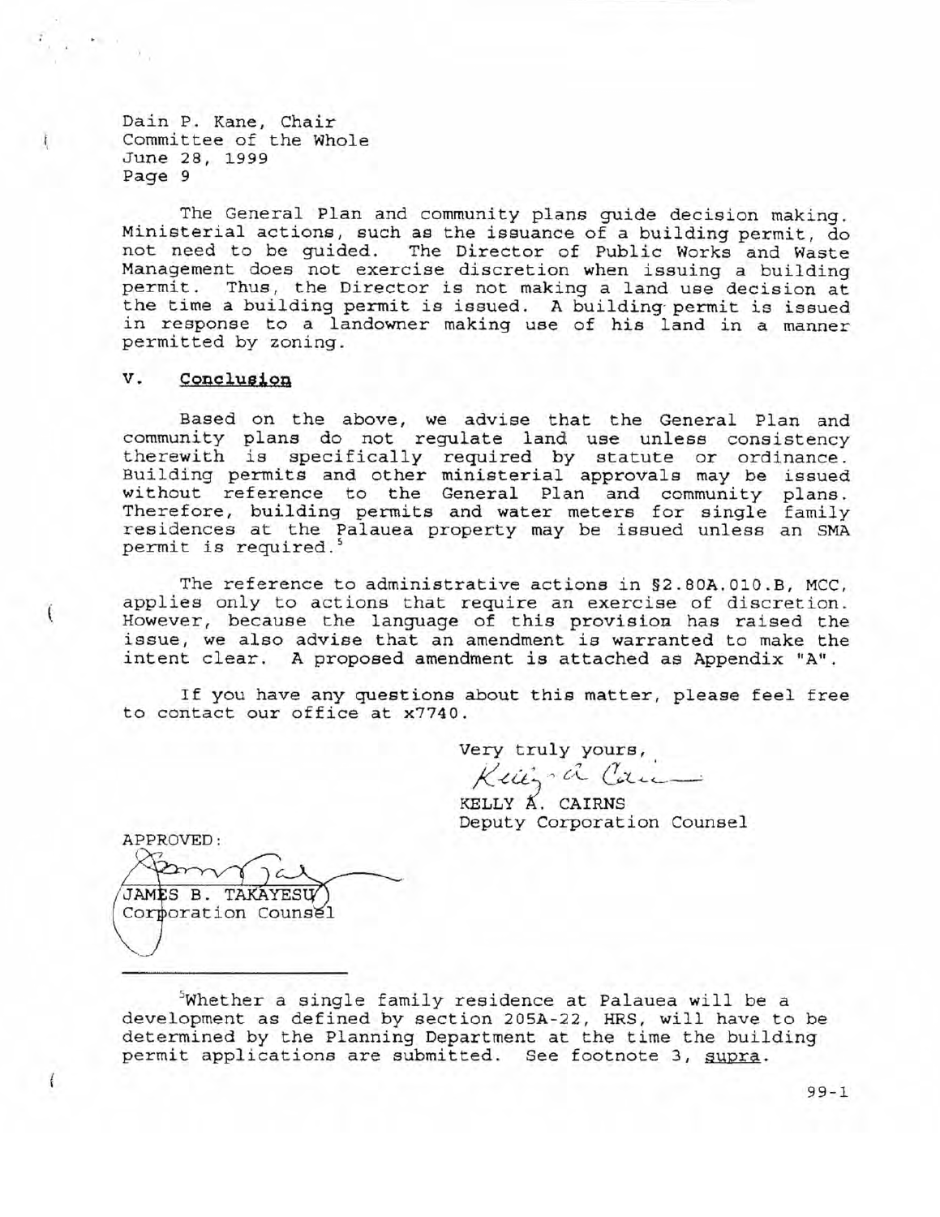Dain P. Kane, Chair
Committee of the Whole
June 28, 1999
Page 9

The General Plan and community plans guide decision making. Ministerial actions, such as the issuance of a building permit, do not need to be guided. The Director of Public Works and Waste Management does not exercise discretion when issuing a building permit. Thus, the Director is not making a land use decision at the time a building permit is issued. A building permit is issued in response to a landowner making use of his land in a manner permitted by zoning.

## V. Conclusion

Based on the above, we advise that the General Plan and community plans do not regulate land use unless consistency therewith is specifically required by statute or ordinance. Building permits and other ministerial approvals may be issued without reference to the General Plan and community plans. Therefore, building permits and water meters for single family residences at the Palauea property may be issued unless an SMA permit is required.[5]

The reference to administrative actions in §2.80A.010.B, MCC, applies only to actions that require an exercise of discretion. However, because the language of this provision has raised the issue, we also advise that an amendment is warranted to make the intent clear. A proposed amendment is attached as Appendix "A".

If you have any questions about this matter, please feel free to contact our office at x7740.

Very truly yours,

KELLY A. CAIRNS
Deputy Corporation Counsel

APPROVED:

JAMES B. TAKAYESU
Corporation Counsel

[5] Whether a single family residence at Palauea will be a development as defined by section 205A-22, HRS, will have to be determined by the Planning Department at the time the building permit applications are submitted. See footnote 3, *supra*.

99-1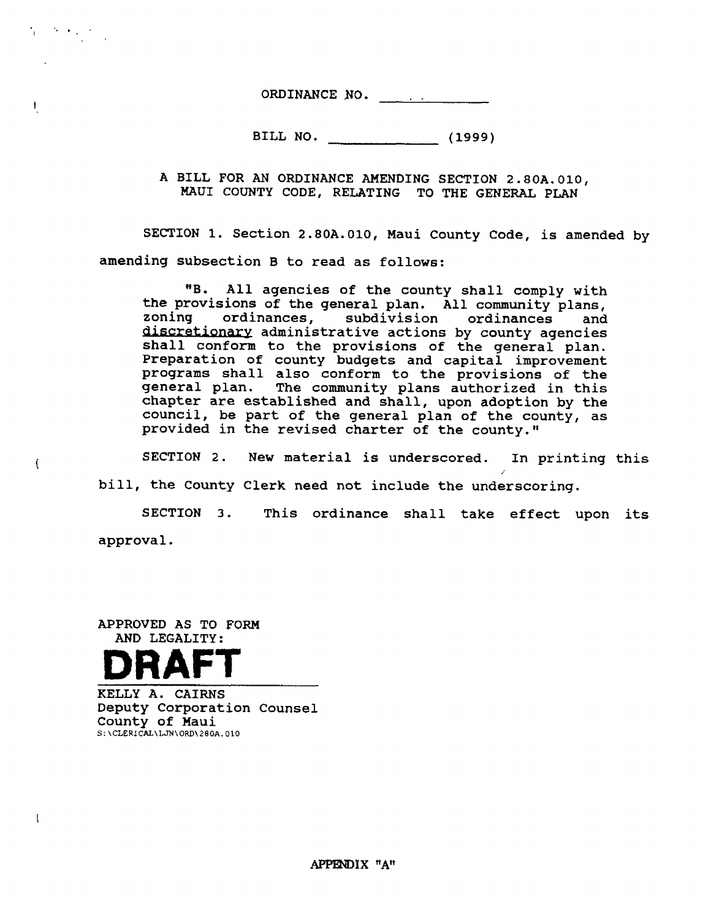ORDINANCE NO. ____________

BILL NO. ____________ (1999)

A BILL FOR AN ORDINANCE AMENDING SECTION 2.80A.010, MAUI COUNTY CODE, RELATING TO THE GENERAL PLAN

SECTION 1. Section 2.80A.010, Maui County Code, is amended by amending subsection B to read as follows:

> "B. All agencies of the county shall comply with the provisions of the general plan. All community plans, zoning ordinances, subdivision ordinances and <u>discretionary</u> administrative actions by county agencies shall conform to the provisions of the general plan. Preparation of county budgets and capital improvement programs shall also conform to the provisions of the general plan. The community plans authorized in this chapter are established and shall, upon adoption by the council, be part of the general plan of the county, as provided in the revised charter of the county."

SECTION 2. New material is underscored. In printing this bill, the County Clerk need not include the underscoring.

SECTION 3. This ordinance shall take effect upon its approval.

APPROVED AS TO FORM
AND LEGALITY:

**DRAFT**

KELLY A. CAIRNS
Deputy Corporation Counsel
County of Maui
S:\CLERICAL\LJN\ORD\280A.010

APPENDIX "A"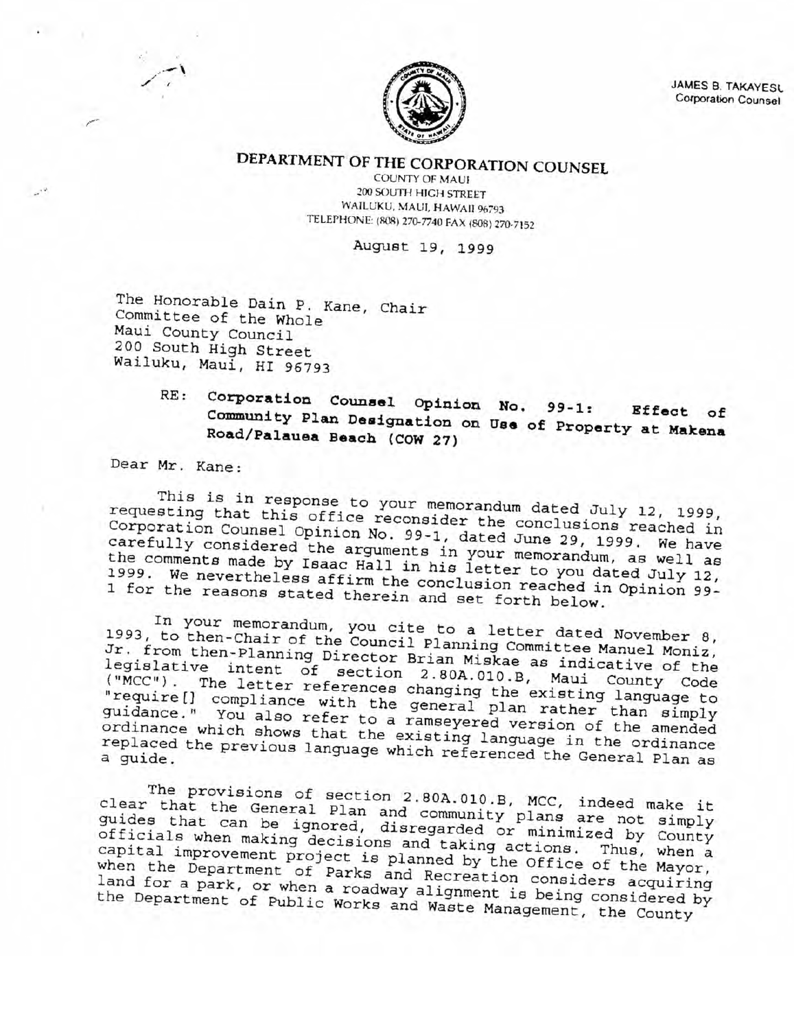JAMES B. TAKAYESU
Corporation Counsel

# DEPARTMENT OF THE CORPORATION COUNSEL

COUNTY OF MAUI
200 SOUTH HIGH STREET
WAILUKU, MAUI, HAWAII 96793
TELEPHONE: (808) 270-7740 FAX (808) 270-7152

August 19, 1999

The Honorable Dain P. Kane, Chair
Committee of the Whole
Maui County Council
200 South High Street
Wailuku, Maui, HI 96793

RE: **Corporation Counsel Opinion No. 99-1: Effect of Community Plan Designation on Use of Property at Makena Road/Palauea Beach (COW 27)**

Dear Mr. Kane:

This is in response to your memorandum dated July 12, 1999, requesting that this office reconsider the conclusions reached in Corporation Counsel Opinion No. 99-1, dated June 29, 1999. We have carefully considered the arguments in your memorandum, as well as the comments made by Isaac Hall in his letter to you dated July 12, 1999. We nevertheless affirm the conclusion reached in Opinion 99-1 for the reasons stated therein and set forth below.

In your memorandum, you cite to a letter dated November 8, 1993, to then-Chair of the Council Planning Committee Manuel Moniz, Jr. from then-Planning Director Brian Miskae as indicative of the legislative intent of section 2.80A.010.B, Maui County Code ("MCC"). The letter references changing the existing language to "require[] compliance with the general plan rather than simply guidance." You also refer to a ramseyered version of the amended ordinance which shows that the existing language in the ordinance replaced the previous language which referenced the General Plan as a guide.

The provisions of section 2.80A.010.B, MCC, indeed make it clear that the General Plan and community plans are not simply guides that can be ignored, disregarded or minimized by County officials when making decisions and taking actions. Thus, when a capital improvement project is planned by the Office of the Mayor, when the Department of Parks and Recreation considers acquiring land for a park, or when a roadway alignment is being considered by the Department of Public Works and Waste Management, the County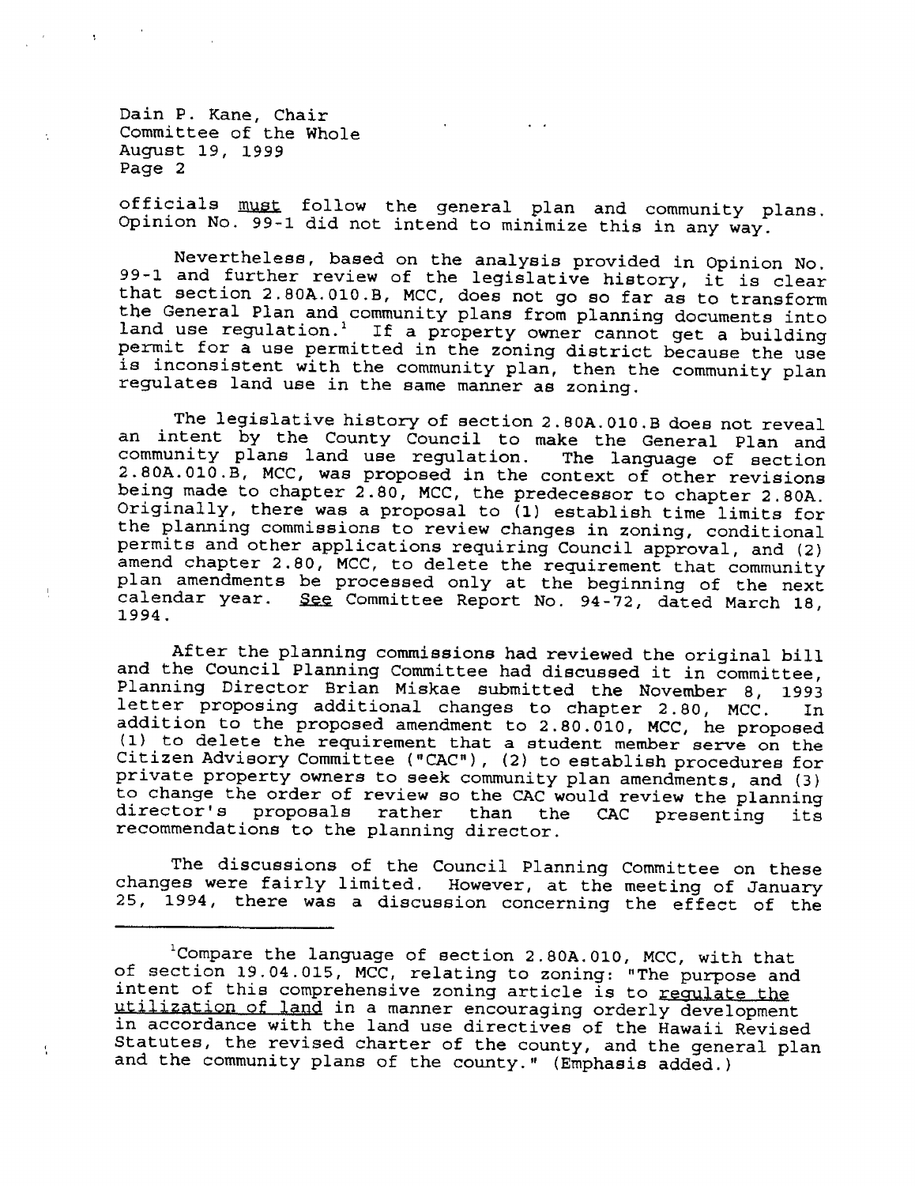Dain P. Kane, Chair
Committee of the Whole
August 19, 1999
Page 2

officials must follow the general plan and community plans. Opinion No. 99-1 did not intend to minimize this in any way.

Nevertheless, based on the analysis provided in Opinion No. 99-1 and further review of the legislative history, it is clear that section 2.80A.010.B, MCC, does not go so far as to transform the General Plan and community plans from planning documents into land use regulation.[1] If a property owner cannot get a building permit for a use permitted in the zoning district because the use is inconsistent with the community plan, then the community plan regulates land use in the same manner as zoning.

The legislative history of section 2.80A.010.B does not reveal an intent by the County Council to make the General Plan and community plans land use regulation. The language of section 2.80A.010.B, MCC, was proposed in the context of other revisions being made to chapter 2.80, the predecessor to chapter 2.80A. Originally, there was a proposal to (1) establish time limits for the planning commissions to review changes in zoning, conditional permits and other applications requiring Council approval, and (2) amend chapter 2.80, MCC, to delete the requirement that community plan amendments be processed only at the beginning of the next calendar year. See Committee Report No. 94-72, dated March 18, 1994.

After the planning commissions had reviewed the original bill and the Council Planning Committee had discussed it in committee, Planning Director Brian Miskae submitted the November 8, 1993 letter proposing additional changes to chapter 2.80, MCC. In addition to the proposed amendment to 2.80.010, MCC, he proposed (1) to delete the requirement that a student member serve on the Citizen Advisory Committee ("CAC"), (2) to establish procedures for private property owners to seek community plan amendments, and (3) to change the order of review so the CAC would review the planning director's proposals rather than the CAC presenting its recommendations to the planning director.

The discussions of the Council Planning Committee on these changes were fairly limited. However, at the meeting of January 25, 1994, there was a discussion concerning the effect of the

---

[1]Compare the language of section 2.80A.010, MCC, with that of section 19.04.015, MCC, relating to zoning: "The purpose and intent of this comprehensive zoning article is to regulate the utilization of land in a manner encouraging orderly development in accordance with the land use directives of the Hawaii Revised Statutes, the revised charter of the county, and the general plan and the community plans of the county." (Emphasis added.)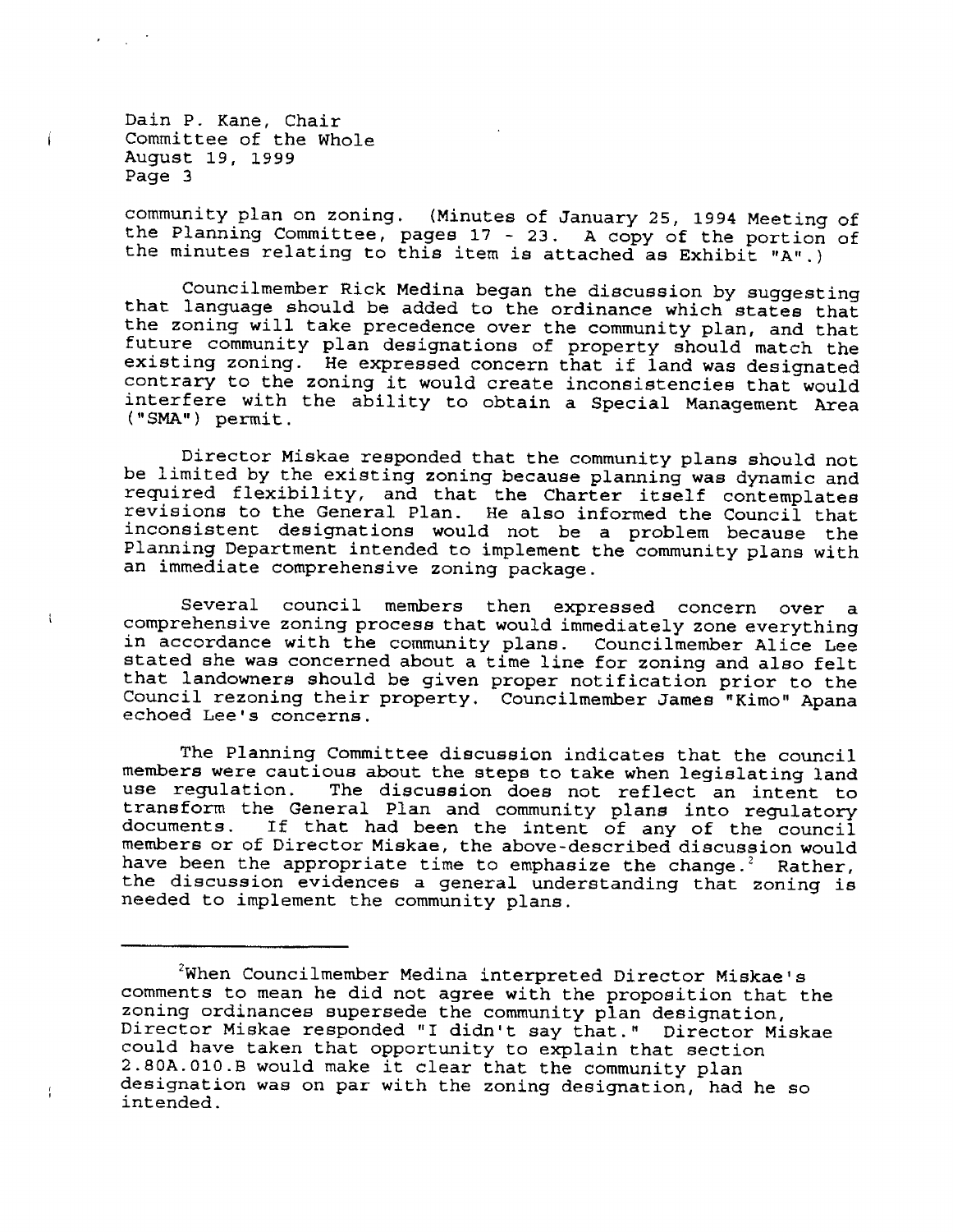community plan on zoning. (Minutes of January 25, 1994 Meeting of the Planning Committee, pages 17 - 23. A copy of the portion of the minutes relating to this item is attached as Exhibit "A".)

Councilmember Rick Medina began the discussion by suggesting that language should be added to the ordinance which states that the zoning will take precedence over the community plan, and that future community plan designations of property should match the existing zoning. He expressed concern that if land was designated contrary to the zoning it would create inconsistencies that would interfere with the ability to obtain a Special Management Area ("SMA") permit.

Director Miskae responded that the community plans should not be limited by the existing zoning because planning was dynamic and required flexibility, and that the Charter itself contemplates revisions to the General Plan. He also informed the Council that inconsistent designations would not be a problem because the Planning Department intended to implement the community plans with an immediate comprehensive zoning package.

Several council members then expressed concern over a comprehensive zoning process that would immediately zone everything in accordance with the community plans. Councilmember Alice Lee stated she was concerned about a time line for zoning and also felt that landowners should be given proper notification prior to the Council rezoning their property. Councilmember James "Kimo" Apana echoed Lee's concerns.

The Planning Committee discussion indicates that the council members were cautious about the steps to take when legislating land use regulation. The discussion does not reflect an intent to transform the General Plan and community plans into regulatory documents. If that had been the intent of any of the council members or of Director Miskae, the above-described discussion would have been the appropriate time to emphasize the change.[2] Rather, the discussion evidences a general understanding that zoning is needed to implement the community plans.

---

[2] When Councilmember Medina interpreted Director Miskae's comments to mean he did not agree with the proposition that the zoning ordinances supersede the community plan designation, Director Miskae responded "I didn't say that." Director Miskae could have taken that opportunity to explain that section 2.80A.010.B would make it clear that the community plan designation was on par with the zoning designation, had he so intended.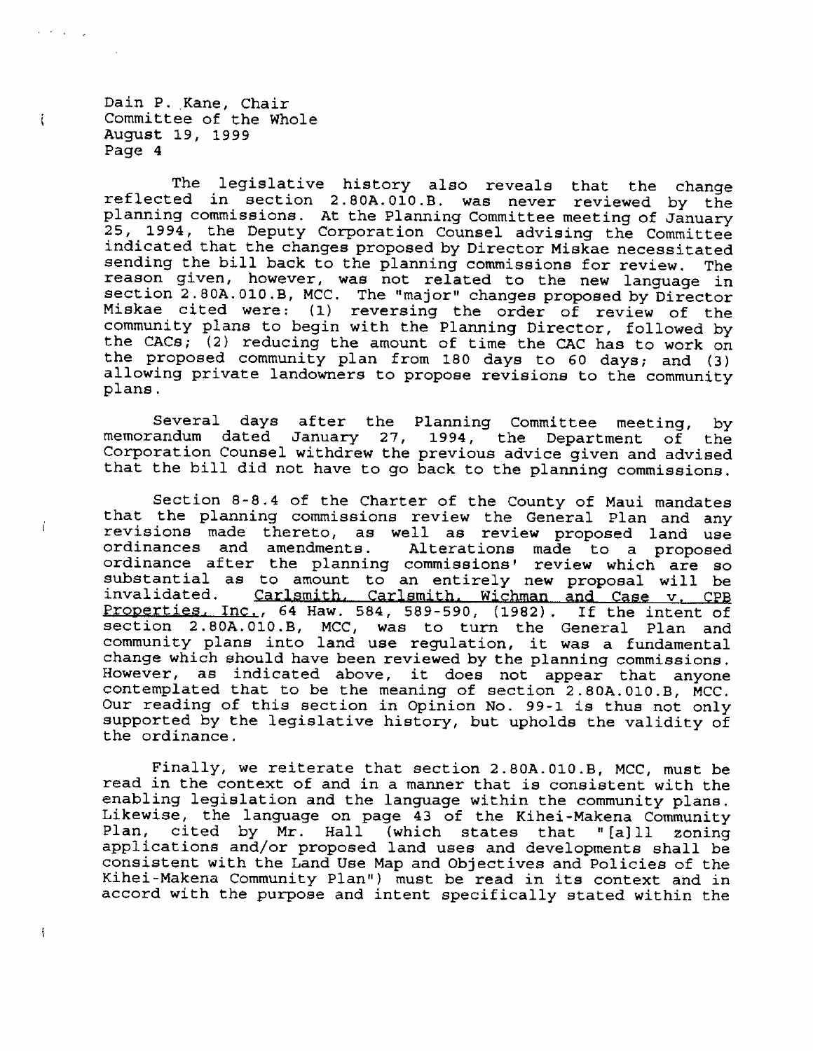The legislative history also reveals that the change reflected in section 2.80A.010.B. was never reviewed by the planning commissions. At the Planning Committee meeting of January 25, 1994, the Deputy Corporation Counsel advising the Committee indicated that the changes proposed by Director Miskae necessitated sending the bill back to the planning commissions for review. The reason given, however, was not related to the new language in section 2.80A.010.B, MCC. The "major" changes proposed by Director Miskae cited were: (1) reversing the order of review of the community plans to begin with the Planning Director, followed by the CACs; (2) reducing the amount of time the CAC has to work on the proposed community plan from 180 days to 60 days; and (3) allowing private landowners to propose revisions to the community plans.

Several days after the Planning Committee meeting, by memorandum dated January 27, 1994, the Department of the Corporation Counsel withdrew the previous advice given and advised that the bill did not have to go back to the planning commissions.

Section 8-8.4 of the Charter of the County of Maui mandates that the planning commissions review the General Plan and any revisions made thereto, as well as review proposed land use ordinances and amendments. Alterations made to a proposed ordinance after the planning commissions' review which are so substantial as to amount to an entirely new proposal will be invalidated. Carlsmith, Carlsmith, Wichman and Case v. CPB Properties, Inc., 64 Haw. 584, 589-590, (1982). If the intent of section 2.80A.010.B, MCC, was to turn the General Plan and community plans into land use regulation, it was a fundamental change which should have been reviewed by the planning commissions. However, as indicated above, it does not appear that anyone contemplated that to be the meaning of section 2.80A.010.B, MCC. Our reading of this section in Opinion No. 99-1 is thus not only supported by the legislative history, but upholds the validity of the ordinance.

Finally, we reiterate that section 2.80A.010.B, MCC, must be read in the context of and in a manner that is consistent with the enabling legislation and the language within the community plans. Likewise, the language on page 43 of the Kihei-Makena Community Plan, cited by Mr. Hall (which states that "[a]ll zoning applications and/or proposed land uses and developments shall be consistent with the Land Use Map and Objectives and Policies of the Kihei-Makena Community Plan") must be read in its context and in accord with the purpose and intent specifically stated within the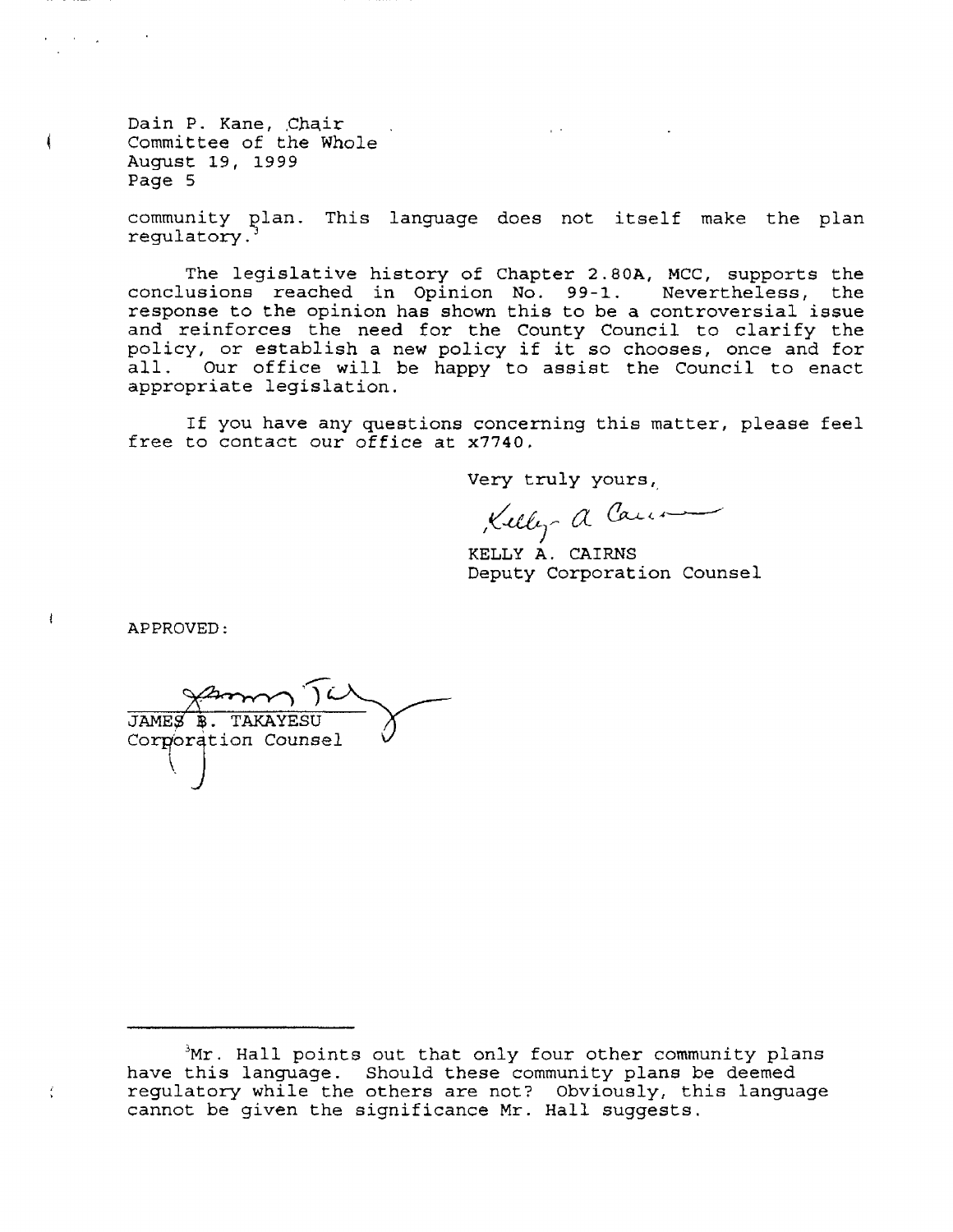Dain P. Kane, Chair
Committee of the Whole
August 19, 1999
Page 5

community plan. This language does not itself make the plan regulatory.[3]

The legislative history of Chapter 2.80A, MCC, supports the conclusions reached in Opinion No. 99-1. Nevertheless, the response to the opinion has shown this to be a controversial issue and reinforces the need for the County Council to clarify the policy, or establish a new policy if it so chooses, once and for all. Our office will be happy to assist the Council to enact appropriate legislation.

If you have any questions concerning this matter, please feel free to contact our office at x7740.

Very truly yours,

KELLY A. CAIRNS
Deputy Corporation Counsel

APPROVED:

JAMES B. TAKAYESU
Corporation Counsel

[3] Mr. Hall points out that only four other community plans have this language. Should these community plans be deemed regulatory while the others are not? Obviously, this language cannot be given the significance Mr. Hall suggests.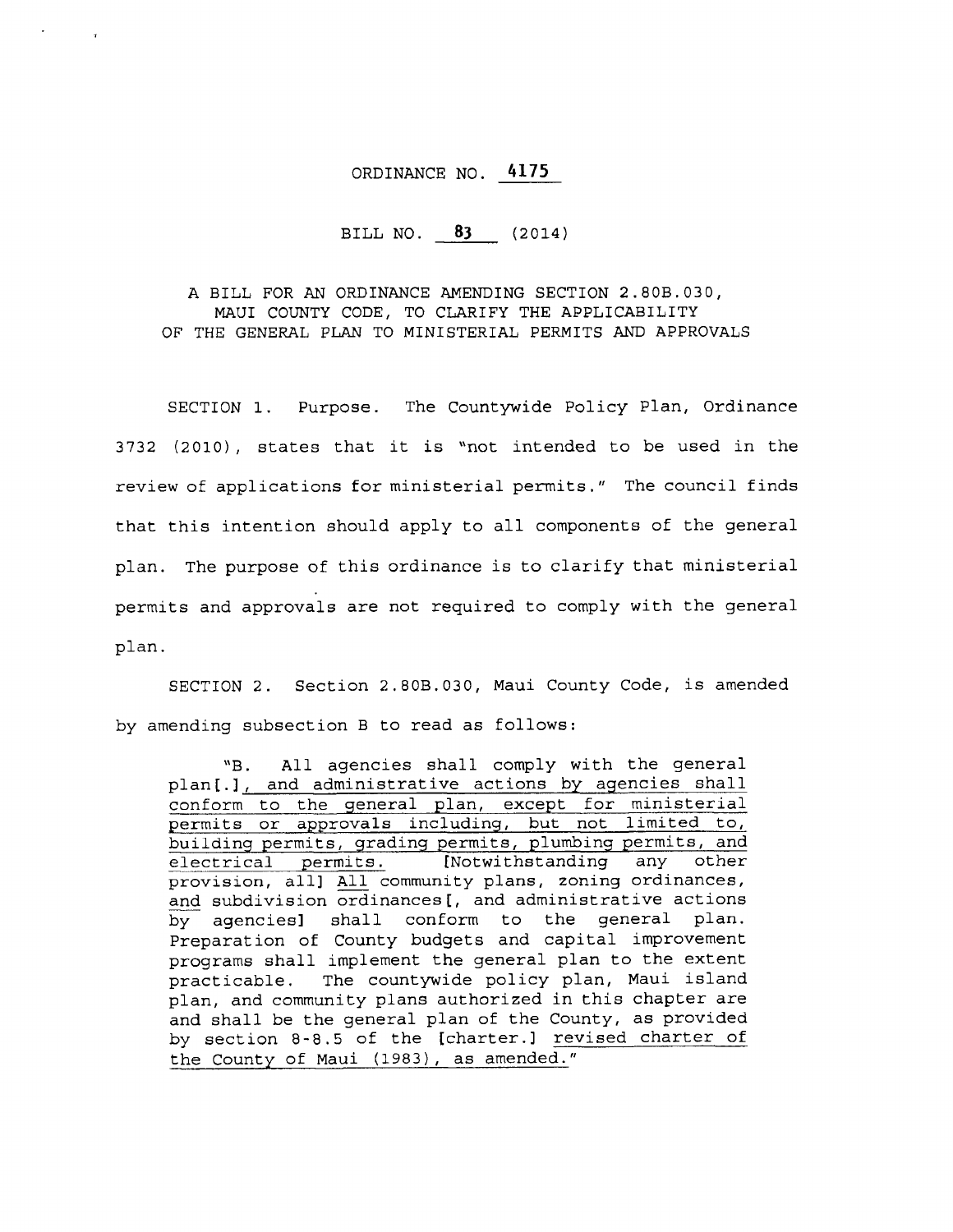ORDINANCE NO. 4175

BILL NO. 83 (2014)

A BILL FOR AN ORDINANCE AMENDING SECTION 2.80B.030, MAUI COUNTY CODE, TO CLARIFY THE APPLICABILITY OF THE GENERAL PLAN TO MINISTERIAL PERMITS AND APPROVALS

SECTION 1. Purpose. The Countywide Policy Plan, Ordinance 3732 (2010), states that it is "not intended to be used in the review of applications for ministerial permits." The council finds that this intention should apply to all components of the general plan. The purpose of this ordinance is to clarify that ministerial permits and approvals are not required to comply with the general plan.

SECTION 2. Section 2.80B.030, Maui County Code, is amended by amending subsection B to read as follows:

> "B. All agencies shall comply with the general plan[.], and administrative actions by agencies shall conform to the general plan, except for ministerial permits or approvals including, but not limited to, building permits, grading permits, plumbing permits, and electrical permits. [Notwithstanding any other provision, all] All community plans, zoning ordinances, and subdivision ordinances[, and administrative actions by agencies] shall conform to the general plan. Preparation of County budgets and capital improvement programs shall implement the general plan to the extent practicable. The countywide policy plan, Maui island plan, and community plans authorized in this chapter are and shall be the general plan of the County, as provided by section 8-8.5 of the [charter.] revised charter of the County of Maui (1983), as amended."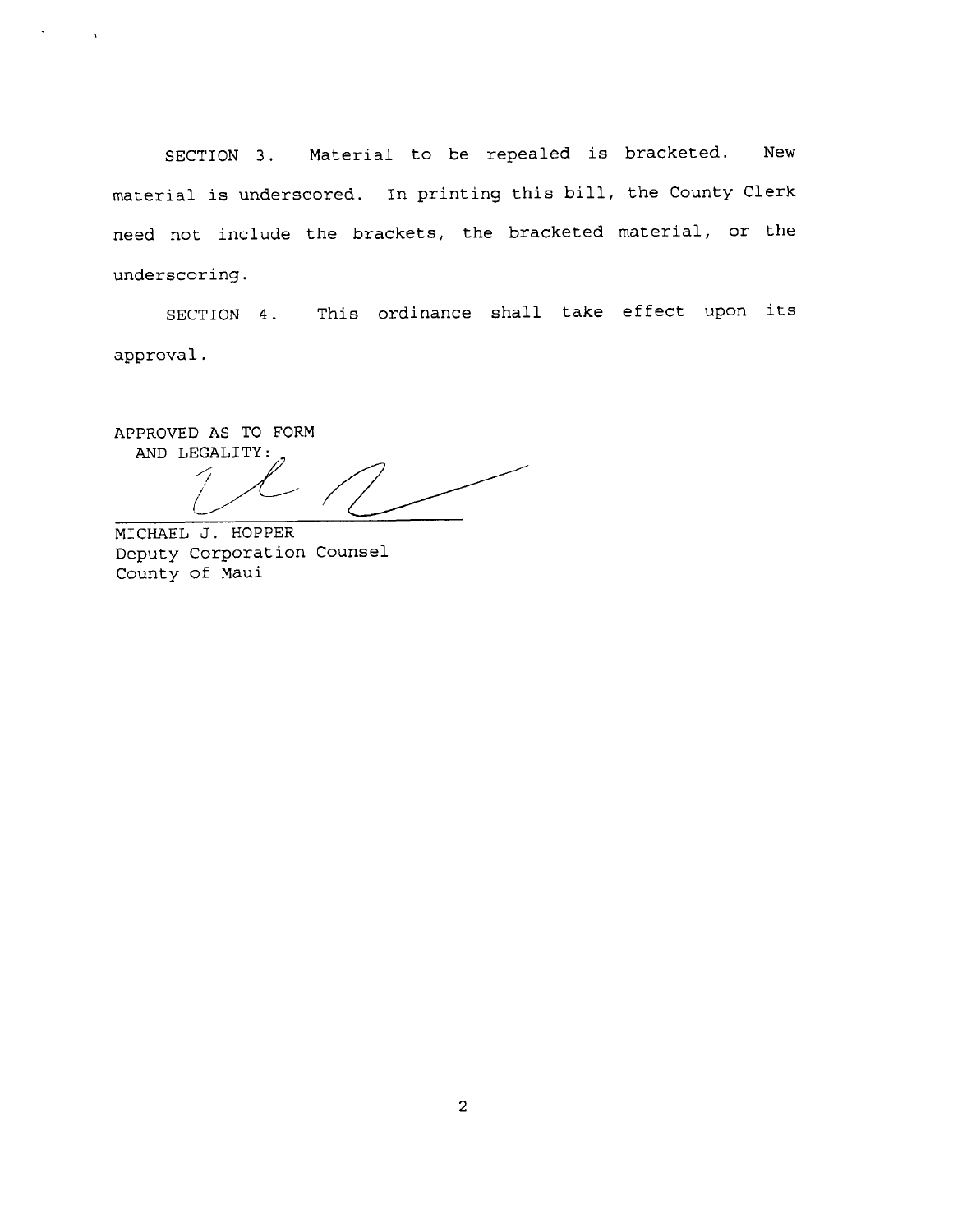SECTION 3. Material to be repealed is bracketed. New material is underscored. In printing this bill, the County Clerk need not include the brackets, the bracketed material, or the underscoring.

SECTION 4. This ordinance shall take effect upon its approval.

APPROVED AS TO FORM
AND LEGALITY:

MICHAEL J. HOPPER
Deputy Corporation Counsel
County of Maui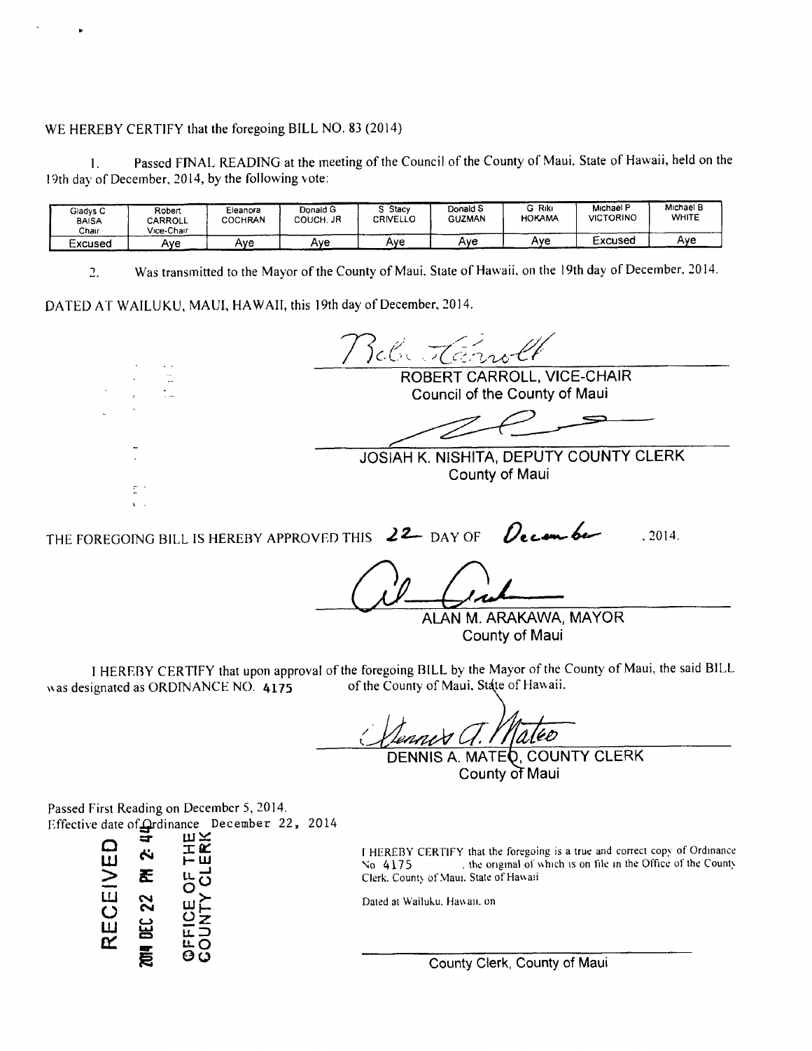WE HEREBY CERTIFY that the foregoing BILL NO. 83 (2014)

1. Passed FINAL READING at the meeting of the Council of the County of Maui, State of Hawaii, held on the 19th day of December, 2014, by the following vote:

| Gladys C BAISA Chair | Robert CARROLL Vice-Chair | Eleanora COCHRAN | Donald G COUCH, JR | S Stacy CRIVELLO | Donald S GUZMAN | G Riki HOKAMA | Michael P VICTORINO | Michael B WHITE |
|---|---|---|---|---|---|---|---|---|
| Excused | Aye | Aye | Aye | Aye | Aye | Aye | Excused | Aye |

2. Was transmitted to the Mayor of the County of Maui, State of Hawaii, on the 19th day of December, 2014.

DATED AT WAILUKU, MAUI, HAWAII, this 19th day of December, 2014.

ROBERT CARROLL, VICE-CHAIR
Council of the County of Maui

JOSIAH K. NISHITA, DEPUTY COUNTY CLERK
County of Maui

THE FOREGOING BILL IS HEREBY APPROVED THIS 22 DAY OF December, 2014.

ALAN M. ARAKAWA, MAYOR
County of Maui

I HEREBY CERTIFY that upon approval of the foregoing BILL by the Mayor of the County of Maui, the said BILL was designated as ORDINANCE NO. 4175 of the County of Maui, State of Hawaii.

DENNIS A. MATEO, COUNTY CLERK
County of Maui

Passed First Reading on December 5, 2014.
Effective date of Ordinance December 22, 2014

RECEIVED
2014 DEC 22 PM 2: 44
OFFICE OF THE COUNTY CLERK

I HEREBY CERTIFY that the foregoing is a true and correct copy of Ordinance No 4175, the original of which is on file in the Office of the County Clerk, County of Maui, State of Hawaii

Dated at Wailuku, Hawaii, on

County Clerk, County of Maui